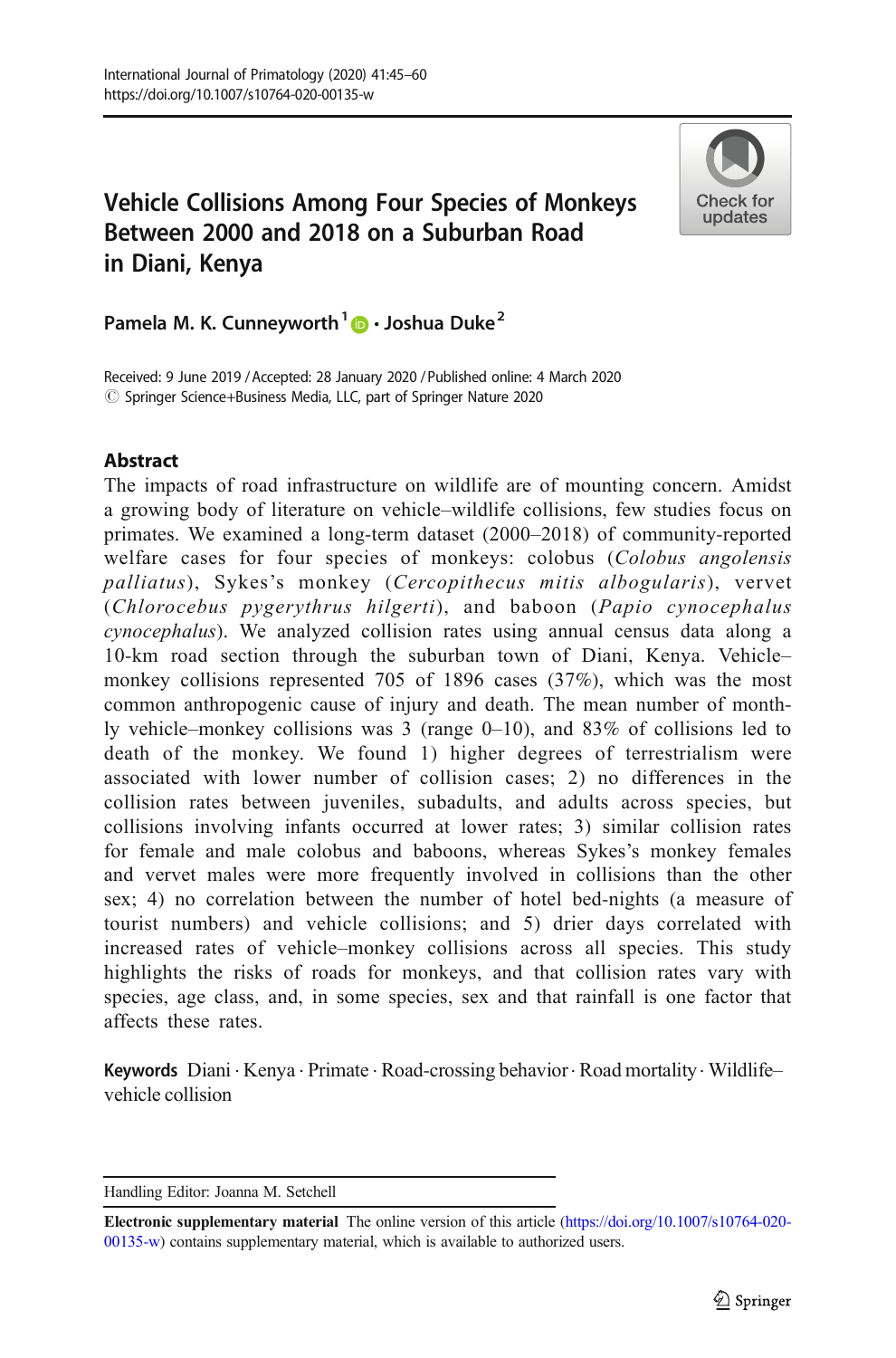# Vehicle Collisions Among Four Species of Monkeys Between 2000 and 2018 on a Suburban Road in Diani, Kenya

**Pamela M. K. Cunneyworth**[1] **· Joshua Duke**[2]

Received: 9 June 2019 / Accepted: 28 January 2020 / Published online: 4 March 2020
© Springer Science+Business Media, LLC, part of Springer Nature 2020

## Abstract

The impacts of road infrastructure on wildlife are of mounting concern. Amidst a growing body of literature on vehicle–wildlife collisions, few studies focus on primates. We examined a long-term dataset (2000–2018) of community-reported welfare cases for four species of monkeys: colobus (*Colobus angolensis palliatus*), Sykes's monkey (*Cercopithecus mitis albogularis*), vervet (*Chlorocebus pygerythrus hilgerti*), and baboon (*Papio cynocephalus cynocephalus*). We analyzed collision rates using annual census data along a 10-km road section through the suburban town of Diani, Kenya. Vehicle–monkey collisions represented 705 of 1896 cases (37%), which was the most common anthropogenic cause of injury and death. The mean number of monthly vehicle–monkey collisions was 3 (range 0–10), and 83% of collisions led to death of the monkey. We found 1) higher degrees of terrestrialism were associated with lower number of collision cases; 2) no differences in the collision rates between juveniles, subadults, and adults across species, but collisions involving infants occurred at lower rates; 3) similar collision rates for female and male colobus and baboons, whereas Sykes's monkey females and vervet males were more frequently involved in collisions than the other sex; 4) no correlation between the number of hotel bed-nights (a measure of tourist numbers) and vehicle collisions; and 5) drier days correlated with increased rates of vehicle–monkey collisions across all species. This study highlights the risks of roads for monkeys, and that collision rates vary with species, age class, and, in some species, sex and that rainfall is one factor that affects these rates.

**Keywords** Diani · Kenya · Primate · Road-crossing behavior · Road mortality · Wildlife–vehicle collision

---

Handling Editor: Joanna M. Setchell

**Electronic supplementary material** The online version of this article (https://doi.org/10.1007/s10764-020-00135-w) contains supplementary material, which is available to authorized users.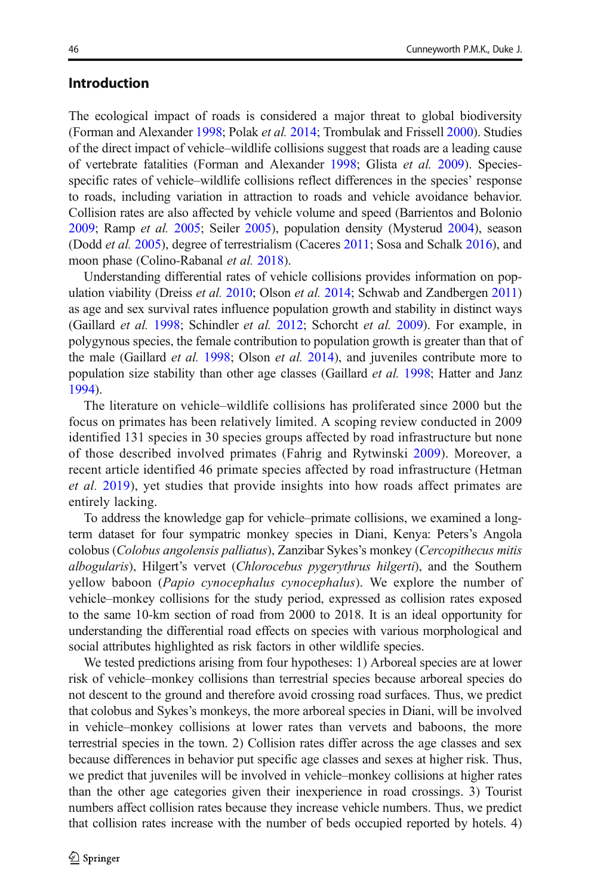## Introduction

The ecological impact of roads is considered a major threat to global biodiversity (Forman and Alexander 1998; Polak *et al.* 2014; Trombulak and Frissell 2000). Studies of the direct impact of vehicle–wildlife collisions suggest that roads are a leading cause of vertebrate fatalities (Forman and Alexander 1998; Glista *et al.* 2009). Species-specific rates of vehicle–wildlife collisions reflect differences in the species' response to roads, including variation in attraction to roads and vehicle avoidance behavior. Collision rates are also affected by vehicle volume and speed (Barrientos and Bolonio 2009; Ramp *et al.* 2005; Seiler 2005), population density (Mysterud 2004), season (Dodd *et al.* 2005), degree of terrestrialism (Caceres 2011; Sosa and Schalk 2016), and moon phase (Colino-Rabanal *et al.* 2018).

Understanding differential rates of vehicle collisions provides information on population viability (Dreiss *et al.* 2010; Olson *et al.* 2014; Schwab and Zandbergen 2011) as age and sex survival rates influence population growth and stability in distinct ways (Gaillard *et al.* 1998; Schindler *et al.* 2012; Schorcht *et al.* 2009). For example, in polygynous species, the female contribution to population growth is greater than that of the male (Gaillard *et al.* 1998; Olson *et al.* 2014), and juveniles contribute more to population size stability than other age classes (Gaillard *et al.* 1998; Hatter and Janz 1994).

The literature on vehicle–wildlife collisions has proliferated since 2000 but the focus on primates has been relatively limited. A scoping review conducted in 2009 identified 131 species in 30 species groups affected by road infrastructure but none of those described involved primates (Fahrig and Rytwinski 2009). Moreover, a recent article identified 46 primate species affected by road infrastructure (Hetman *et al.* 2019), yet studies that provide insights into how roads affect primates are entirely lacking.

To address the knowledge gap for vehicle–primate collisions, we examined a long-term dataset for four sympatric monkey species in Diani, Kenya: Peters's Angola colobus (*Colobus angolensis palliatus*), Zanzibar Sykes's monkey (*Cercopithecus mitis albogularis*), Hilgert's vervet (*Chlorocebus pygerythrus hilgerti*), and the Southern yellow baboon (*Papio cynocephalus cynocephalus*). We explore the number of vehicle–monkey collisions for the study period, expressed as collision rates exposed to the same 10-km section of road from 2000 to 2018. It is an ideal opportunity for understanding the differential road effects on species with various morphological and social attributes highlighted as risk factors in other wildlife species.

We tested predictions arising from four hypotheses: 1) Arboreal species are at lower risk of vehicle–monkey collisions than terrestrial species because arboreal species do not descent to the ground and therefore avoid crossing road surfaces. Thus, we predict that colobus and Sykes's monkeys, the more arboreal species in Diani, will be involved in vehicle–monkey collisions at lower rates than vervets and baboons, the more terrestrial species in the town. 2) Collision rates differ across the age classes and sex because differences in behavior put specific age classes and sexes at higher risk. Thus, we predict that juveniles will be involved in vehicle–monkey collisions at higher rates than the other age categories given their inexperience in road crossings. 3) Tourist numbers affect collision rates because they increase vehicle numbers. Thus, we predict that collision rates increase with the number of beds occupied reported by hotels. 4)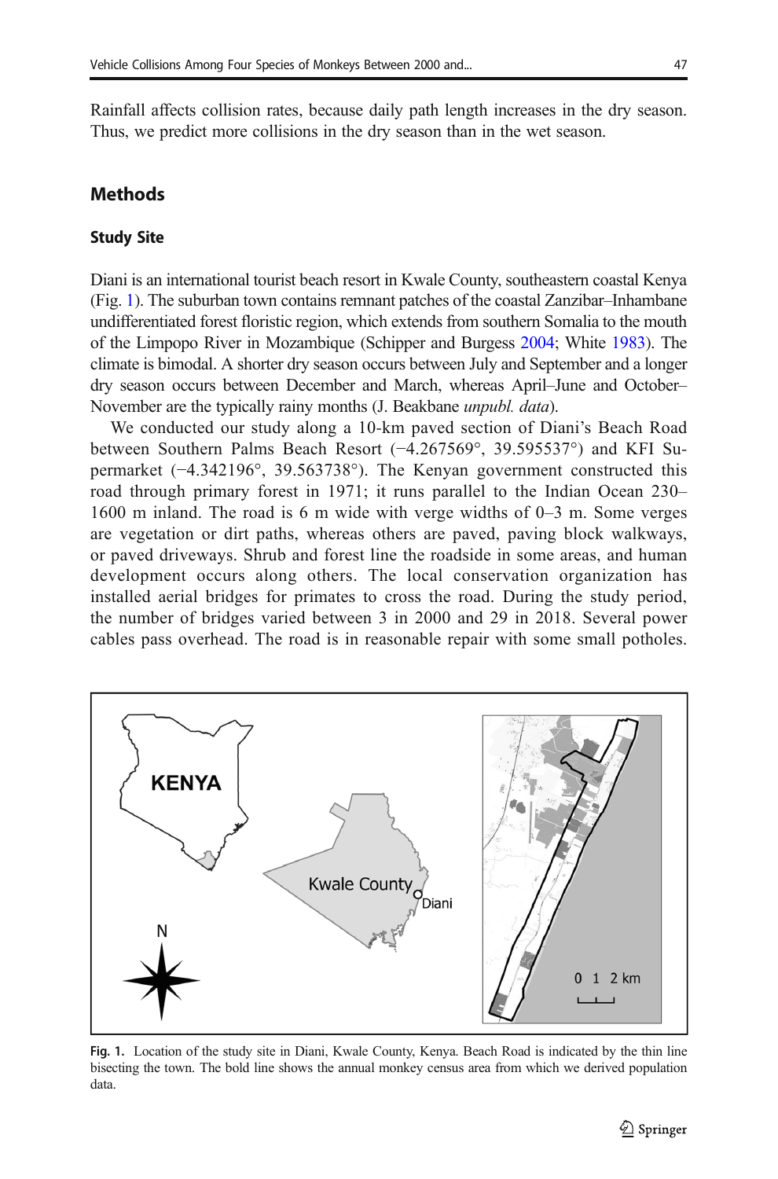Rainfall affects collision rates, because daily path length increases in the dry season. Thus, we predict more collisions in the dry season than in the wet season.

## Methods

### Study Site

Diani is an international tourist beach resort in Kwale County, southeastern coastal Kenya (Fig. 1). The suburban town contains remnant patches of the coastal Zanzibar–Inhambane undifferentiated forest floristic region, which extends from southern Somalia to the mouth of the Limpopo River in Mozambique (Schipper and Burgess 2004; White 1983). The climate is bimodal. A shorter dry season occurs between July and September and a longer dry season occurs between December and March, whereas April–June and October–November are the typically rainy months (J. Beakbane *unpubl. data*).

We conducted our study along a 10-km paved section of Diani's Beach Road between Southern Palms Beach Resort (−4.267569°, 39.595537°) and KFI Supermarket (−4.342196°, 39.563738°). The Kenyan government constructed this road through primary forest in 1971; it runs parallel to the Indian Ocean 230–1600 m inland. The road is 6 m wide with verge widths of 0–3 m. Some verges are vegetation or dirt paths, whereas others are paved, paving block walkways, or paved driveways. Shrub and forest line the roadside in some areas, and human development occurs along others. The local conservation organization has installed aerial bridges for primates to cross the road. During the study period, the number of bridges varied between 3 in 2000 and 29 in 2018. Several power cables pass overhead. The road is in reasonable repair with some small potholes.

**Fig. 1.** Location of the study site in Diani, Kwale County, Kenya. Beach Road is indicated by the thin line bisecting the town. The bold line shows the annual monkey census area from which we derived population data.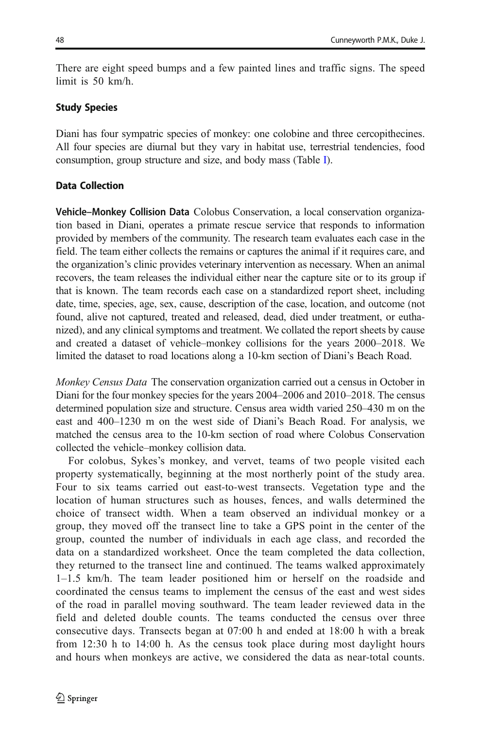There are eight speed bumps and a few painted lines and traffic signs. The speed limit is 50 km/h.

### Study Species

Diani has four sympatric species of monkey: one colobine and three cercopithecines. All four species are diurnal but they vary in habitat use, terrestrial tendencies, food consumption, group structure and size, and body mass (Table I).

### Data Collection

**Vehicle–Monkey Collision Data** Colobus Conservation, a local conservation organization based in Diani, operates a primate rescue service that responds to information provided by members of the community. The research team evaluates each case in the field. The team either collects the remains or captures the animal if it requires care, and the organization's clinic provides veterinary intervention as necessary. When an animal recovers, the team releases the individual either near the capture site or to its group if that is known. The team records each case on a standardized report sheet, including date, time, species, age, sex, cause, description of the case, location, and outcome (not found, alive not captured, treated and released, dead, died under treatment, or euthanized), and any clinical symptoms and treatment. We collated the report sheets by cause and created a dataset of vehicle–monkey collisions for the years 2000–2018. We limited the dataset to road locations along a 10-km section of Diani's Beach Road.

*Monkey Census Data* The conservation organization carried out a census in October in Diani for the four monkey species for the years 2004–2006 and 2010–2018. The census determined population size and structure. Census area width varied 250–430 m on the east and 400–1230 m on the west side of Diani's Beach Road. For analysis, we matched the census area to the 10-km section of road where Colobus Conservation collected the vehicle–monkey collision data.

For colobus, Sykes's monkey, and vervet, teams of two people visited each property systematically, beginning at the most northerly point of the study area. Four to six teams carried out east-to-west transects. Vegetation type and the location of human structures such as houses, fences, and walls determined the choice of transect width. When a team observed an individual monkey or a group, they moved off the transect line to take a GPS point in the center of the group, counted the number of individuals in each age class, and recorded the data on a standardized worksheet. Once the team completed the data collection, they returned to the transect line and continued. The teams walked approximately 1–1.5 km/h. The team leader positioned him or herself on the roadside and coordinated the census teams to implement the census of the east and west sides of the road in parallel moving southward. The team leader reviewed data in the field and deleted double counts. The teams conducted the census over three consecutive days. Transects began at 07:00 h and ended at 18:00 h with a break from 12:30 h to 14:00 h. As the census took place during most daylight hours and hours when monkeys are active, we considered the data as near-total counts.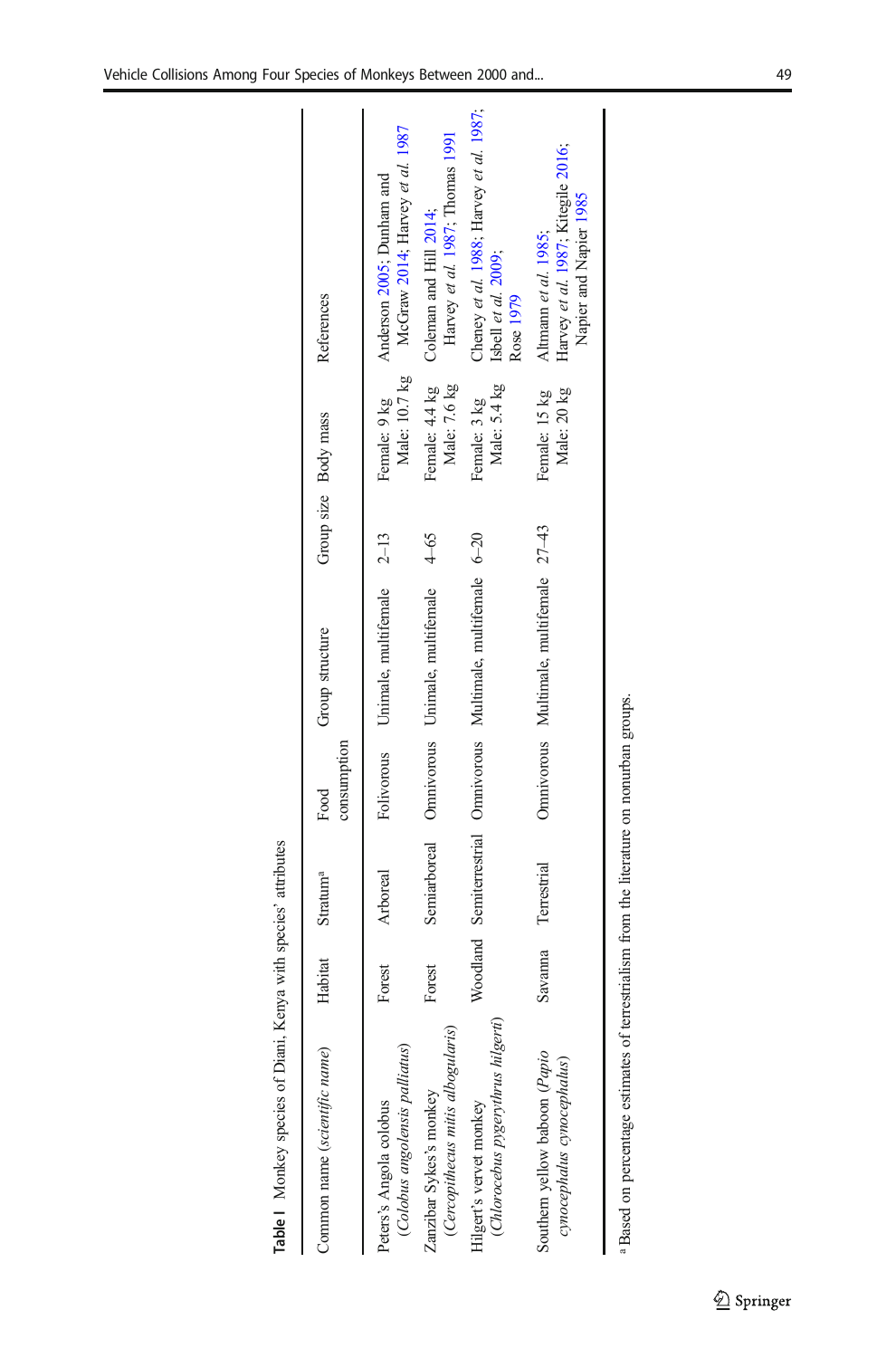**Table I** Monkey species of Diani, Kenya with species' attributes

| Common name (*scientific name*) | Habitat | Stratum[a] | Food consumption | Group structure | Group size | Body mass | References |
|---|---|---|---|---|---|---|---|
| Peters's Angola colobus (*Colobus angolensis palliatus*) | Forest | Arboreal | Folivorous | Unimale, multifemale | 2–13 | Female: 9 kg Male: 10.7 kg | Anderson 2005; Dunham and McGraw 2014; Harvey *et al.* 1987 |
| Zanzibar Sykes's monkey (*Cercopithecus mitis albogularis*) | Forest | Semiarboreal | Omnivorous | Unimale, multifemale | 4–65 | Female: 4.4 kg Male: 7.6 kg | Coleman and Hill 2014; Harvey *et al.* 1987; Thomas 1991 |
| Hilgert's vervet monkey (*Chlorocebus pygerythrus hilgerti*) | Woodland | Semiterrestrial | Omnivorous | Multimale, multifemale | 6–20 | Female: 3 kg Male: 5.4 kg | Cheney *et al.* 1988; Harvey *et al.* 1987; Isbell *et al.* 2009; Rose 1979 |
| Southern yellow baboon (*Papio cynocephalus cynocephalus*) | Savanna | Terrestrial | Omnivorous | Multimale, multifemale | 27–43 | Female: 15 kg Male: 20 kg | Altmann *et al.* 1985; Harvey *et al.* 1987; Kitegile 2016; Napier and Napier 1985 |

[a] Based on percentage estimates of terrestrialism from the literature on nonurban groups.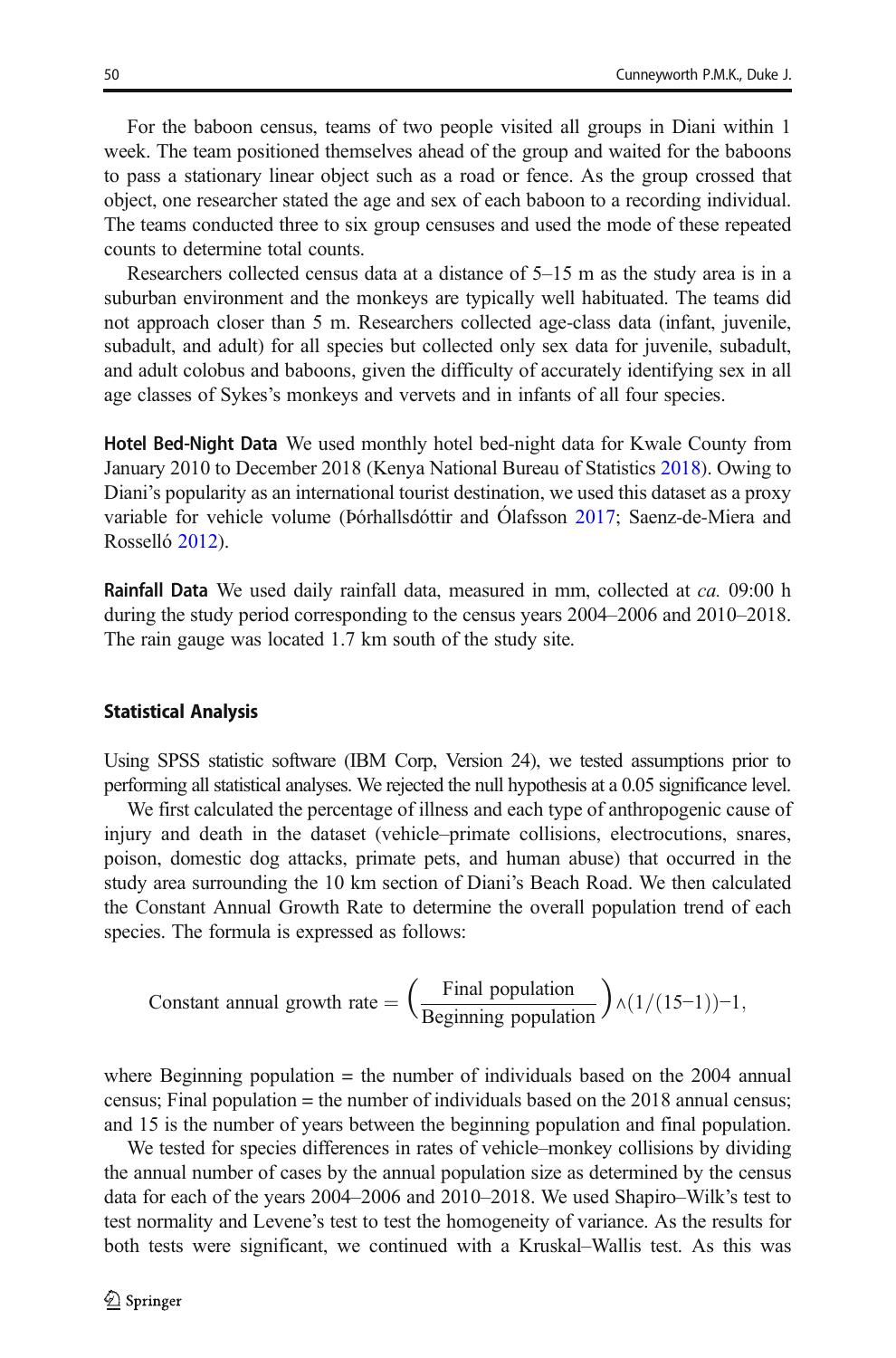For the baboon census, teams of two people visited all groups in Diani within 1 week. The team positioned themselves ahead of the group and waited for the baboons to pass a stationary linear object such as a road or fence. As the group crossed that object, one researcher stated the age and sex of each baboon to a recording individual. The teams conducted three to six group censuses and used the mode of these repeated counts to determine total counts.

Researchers collected census data at a distance of 5–15 m as the study area is in a suburban environment and the monkeys are typically well habituated. The teams did not approach closer than 5 m. Researchers collected age-class data (infant, juvenile, subadult, and adult) for all species but collected only sex data for juvenile, subadult, and adult colobus and baboons, given the difficulty of accurately identifying sex in all age classes of Sykes's monkeys and vervets and in infants of all four species.

**Hotel Bed-Night Data** We used monthly hotel bed-night data for Kwale County from January 2010 to December 2018 (Kenya National Bureau of Statistics 2018). Owing to Diani's popularity as an international tourist destination, we used this dataset as a proxy variable for vehicle volume (Þórhallsdóttir and Ólafsson 2017; Saenz-de-Miera and Rosselló 2012).

**Rainfall Data** We used daily rainfall data, measured in mm, collected at *ca.* 09:00 h during the study period corresponding to the census years 2004–2006 and 2010–2018. The rain gauge was located 1.7 km south of the study site.

### Statistical Analysis

Using SPSS statistic software (IBM Corp, Version 24), we tested assumptions prior to performing all statistical analyses. We rejected the null hypothesis at a 0.05 significance level.

We first calculated the percentage of illness and each type of anthropogenic cause of injury and death in the dataset (vehicle–primate collisions, electrocutions, snares, poison, domestic dog attacks, primate pets, and human abuse) that occurred in the study area surrounding the 10 km section of Diani's Beach Road. We then calculated the Constant Annual Growth Rate to determine the overall population trend of each species. The formula is expressed as follows:

$$\text{Constant annual growth rate} = \left(\frac{\text{Final population}}{\text{Beginning population}}\right) \wedge (1/(15-1)) - 1,$$

where Beginning population = the number of individuals based on the 2004 annual census; Final population = the number of individuals based on the 2018 annual census; and 15 is the number of years between the beginning population and final population.

We tested for species differences in rates of vehicle–monkey collisions by dividing the annual number of cases by the annual population size as determined by the census data for each of the years 2004–2006 and 2010–2018. We used Shapiro–Wilk's test to test normality and Levene's test to test the homogeneity of variance. As the results for both tests were significant, we continued with a Kruskal–Wallis test. As this was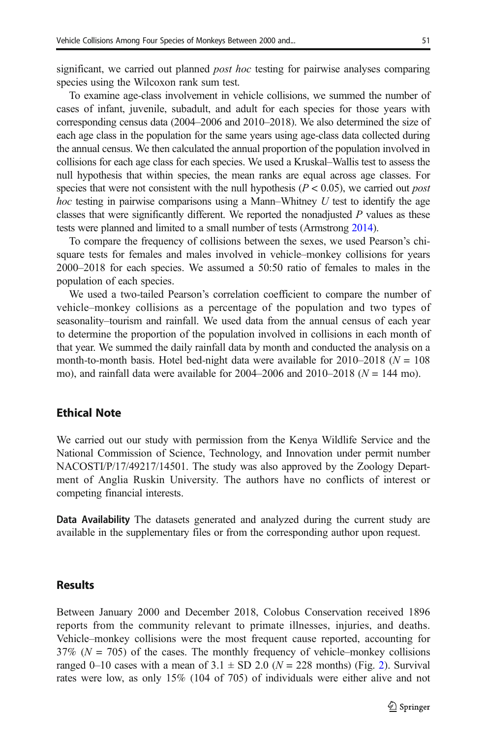significant, we carried out planned *post hoc* testing for pairwise analyses comparing species using the Wilcoxon rank sum test.

To examine age-class involvement in vehicle collisions, we summed the number of cases of infant, juvenile, subadult, and adult for each species for those years with corresponding census data (2004–2006 and 2010–2018). We also determined the size of each age class in the population for the same years using age-class data collected during the annual census. We then calculated the annual proportion of the population involved in collisions for each age class for each species. We used a Kruskal–Wallis test to assess the null hypothesis that within species, the mean ranks are equal across age classes. For species that were not consistent with the null hypothesis ($P < 0.05$), we carried out *post hoc* testing in pairwise comparisons using a Mann–Whitney $U$ test to identify the age classes that were significantly different. We reported the nonadjusted $P$ values as these tests were planned and limited to a small number of tests (Armstrong 2014).

To compare the frequency of collisions between the sexes, we used Pearson's chi-square tests for females and males involved in vehicle–monkey collisions for years 2000–2018 for each species. We assumed a 50:50 ratio of females to males in the population of each species.

We used a two-tailed Pearson's correlation coefficient to compare the number of vehicle–monkey collisions as a percentage of the population and two types of seasonality–tourism and rainfall. We used data from the annual census of each year to determine the proportion of the population involved in collisions in each month of that year. We summed the daily rainfall data by month and conducted the analysis on a month-to-month basis. Hotel bed-night data were available for 2010–2018 ($N = 108$ mo), and rainfall data were available for 2004–2006 and 2010–2018 ($N = 144$ mo).

## Ethical Note

We carried out our study with permission from the Kenya Wildlife Service and the National Commission of Science, Technology, and Innovation under permit number NACOSTI/P/17/49217/14501. The study was also approved by the Zoology Department of Anglia Ruskin University. The authors have no conflicts of interest or competing financial interests.

**Data Availability** The datasets generated and analyzed during the current study are available in the supplementary files or from the corresponding author upon request.

## Results

Between January 2000 and December 2018, Colobus Conservation received 1896 reports from the community relevant to primate illnesses, injuries, and deaths. Vehicle–monkey collisions were the most frequent cause reported, accounting for 37% ($N = 705$) of the cases. The monthly frequency of vehicle–monkey collisions ranged 0–10 cases with a mean of 3.1 ± SD 2.0 ($N = 228$ months) (Fig. 2). Survival rates were low, as only 15% (104 of 705) of individuals were either alive and not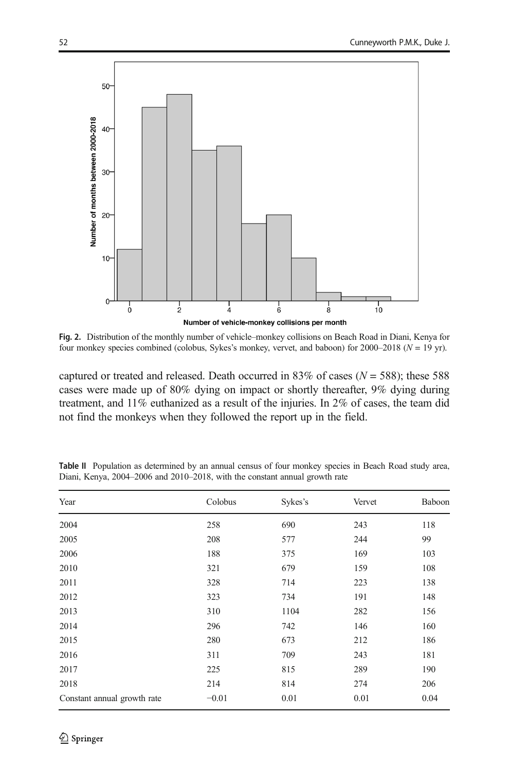Fig. 2. Distribution of the monthly number of vehicle–monkey collisions on Beach Road in Diani, Kenya for four monkey species combined (colobus, Sykes's monkey, vervet, and baboon) for 2000–2018 ($N = 19$ yr).

captured or treated and released. Death occurred in 83% of cases ($N = 588$); these 588 cases were made up of 80% dying on impact or shortly thereafter, 9% dying during treatment, and 11% euthanized as a result of the injuries. In 2% of cases, the team did not find the monkeys when they followed the report up in the field.

**Table II** Population as determined by an annual census of four monkey species in Beach Road study area, Diani, Kenya, 2004–2006 and 2010–2018, with the constant annual growth rate

| Year | Colobus | Sykes's | Vervet | Baboon |
|---|---|---|---|---|
| 2004 | 258 | 690 | 243 | 118 |
| 2005 | 208 | 577 | 244 | 99 |
| 2006 | 188 | 375 | 169 | 103 |
| 2010 | 321 | 679 | 159 | 108 |
| 2011 | 328 | 714 | 223 | 138 |
| 2012 | 323 | 734 | 191 | 148 |
| 2013 | 310 | 1104 | 282 | 156 |
| 2014 | 296 | 742 | 146 | 160 |
| 2015 | 280 | 673 | 212 | 186 |
| 2016 | 311 | 709 | 243 | 181 |
| 2017 | 225 | 815 | 289 | 190 |
| 2018 | 214 | 814 | 274 | 206 |
| Constant annual growth rate | −0.01 | 0.01 | 0.01 | 0.04 |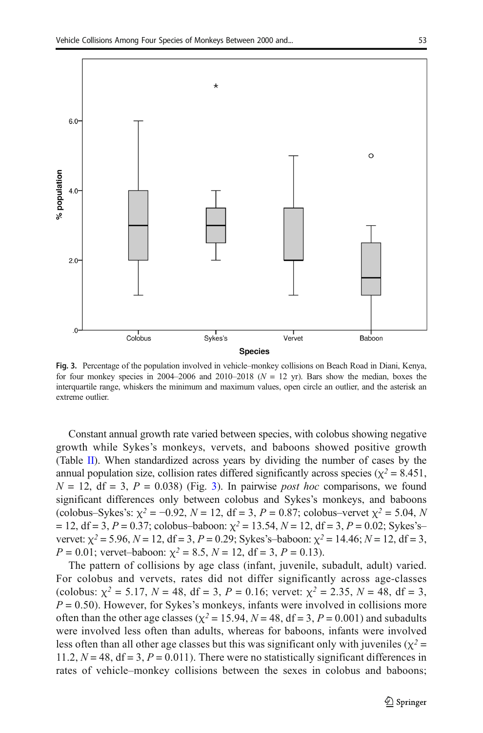Fig. 3. Percentage of the population involved in vehicle–monkey collisions on Beach Road in Diani, Kenya, for four monkey species in 2004–2006 and 2010–2018 ($N$ = 12 yr). Bars show the median, boxes the interquartile range, whiskers the minimum and maximum values, open circle an outlier, and the asterisk an extreme outlier.

Constant annual growth rate varied between species, with colobus showing negative growth while Sykes's monkeys, vervets, and baboons showed positive growth (Table II). When standardized across years by dividing the number of cases by the annual population size, collision rates differed significantly across species ($\chi^2 = 8.451$, $N$ = 12, df = 3, $P$ = 0.038) (Fig. 3). In pairwise *post hoc* comparisons, we found significant differences only between colobus and Sykes's monkeys, and baboons (colobus–Sykes's: $\chi^2 = -0.92$, $N$ = 12, df = 3, $P$ = 0.87; colobus–vervet $\chi^2 = 5.04$, $N$ = 12, df = 3, $P$ = 0.37; colobus–baboon: $\chi^2 = 13.54$, $N$ = 12, df = 3, $P$ = 0.02; Sykes's–vervet: $\chi^2 = 5.96$, $N$ = 12, df = 3, $P$ = 0.29; Sykes's–baboon: $\chi^2 = 14.46$; $N$ = 12, df = 3, $P$ = 0.01; vervet–baboon: $\chi^2 = 8.5$, $N$ = 12, df = 3, $P$ = 0.13).

The pattern of collisions by age class (infant, juvenile, subadult, adult) varied. For colobus and vervets, rates did not differ significantly across age-classes (colobus: $\chi^2 = 5.17$, $N$ = 48, df = 3, $P$ = 0.16; vervet: $\chi^2 = 2.35$, $N$ = 48, df = 3, $P$ = 0.50). However, for Sykes's monkeys, infants were involved in collisions more often than the other age classes ($\chi^2 = 15.94$, $N$ = 48, df = 3, $P$ = 0.001) and subadults were involved less often than adults, whereas for baboons, infants were involved less often than all other age classes but this was significant only with juveniles ($\chi^2 = 11.2$, $N$ = 48, df = 3, $P$ = 0.011). There were no statistically significant differences in rates of vehicle–monkey collisions between the sexes in colobus and baboons;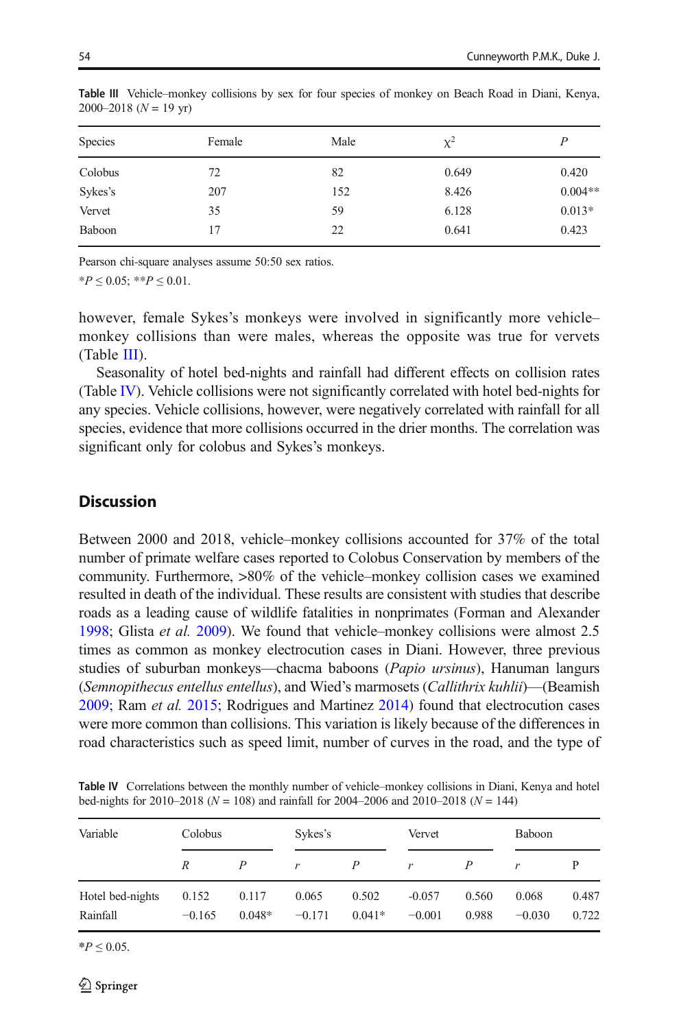**Table III** Vehicle–monkey collisions by sex for four species of monkey on Beach Road in Diani, Kenya, 2000–2018 ($N$ = 19 yr)

| Species | Female | Male | $\chi^2$ | $P$ |
|---|---|---|---|---|
| Colobus | 72 | 82 | 0.649 | 0.420 |
| Sykes's | 207 | 152 | 8.426 | 0.004** |
| Vervet | 35 | 59 | 6.128 | 0.013* |
| Baboon | 17 | 22 | 0.641 | 0.423 |

Pearson chi-square analyses assume 50:50 sex ratios.

*$P \leq 0.05$; **$P \leq 0.01$.

however, female Sykes's monkeys were involved in significantly more vehicle–monkey collisions than were males, whereas the opposite was true for vervets (Table III).

Seasonality of hotel bed-nights and rainfall had different effects on collision rates (Table IV). Vehicle collisions were not significantly correlated with hotel bed-nights for any species. Vehicle collisions, however, were negatively correlated with rainfall for all species, evidence that more collisions occurred in the drier months. The correlation was significant only for colobus and Sykes's monkeys.

## Discussion

Between 2000 and 2018, vehicle–monkey collisions accounted for 37% of the total number of primate welfare cases reported to Colobus Conservation by members of the community. Furthermore, >80% of the vehicle–monkey collision cases we examined resulted in death of the individual. These results are consistent with studies that describe roads as a leading cause of wildlife fatalities in nonprimates (Forman and Alexander 1998; Glista *et al.* 2009). We found that vehicle–monkey collisions were almost 2.5 times as common as monkey electrocution cases in Diani. However, three previous studies of suburban monkeys—chacma baboons (*Papio ursinus*), Hanuman langurs (*Semnopithecus entellus entellus*), and Wied's marmosets (*Callithrix kuhlii*)—(Beamish 2009; Ram *et al.* 2015; Rodrigues and Martinez 2014) found that electrocution cases were more common than collisions. This variation is likely because of the differences in road characteristics such as speed limit, number of curves in the road, and the type of

**Table IV** Correlations between the monthly number of vehicle–monkey collisions in Diani, Kenya and hotel bed-nights for 2010–2018 ($N$ = 108) and rainfall for 2004–2006 and 2010–2018 ($N$ = 144)

| Variable | Colobus | | Sykes's | | Vervet | | Baboon | |
|---|---|---|---|---|---|---|---|---|
| | $R$ | $P$ | $r$ | $P$ | $r$ | $P$ | $r$ | P |
| Hotel bed-nights | 0.152 | 0.117 | 0.065 | 0.502 | −0.057 | 0.560 | 0.068 | 0.487 |
| Rainfall | −0.165 | 0.048* | −0.171 | 0.041* | −0.001 | 0.988 | −0.030 | 0.722 |

*$P \leq 0.05$.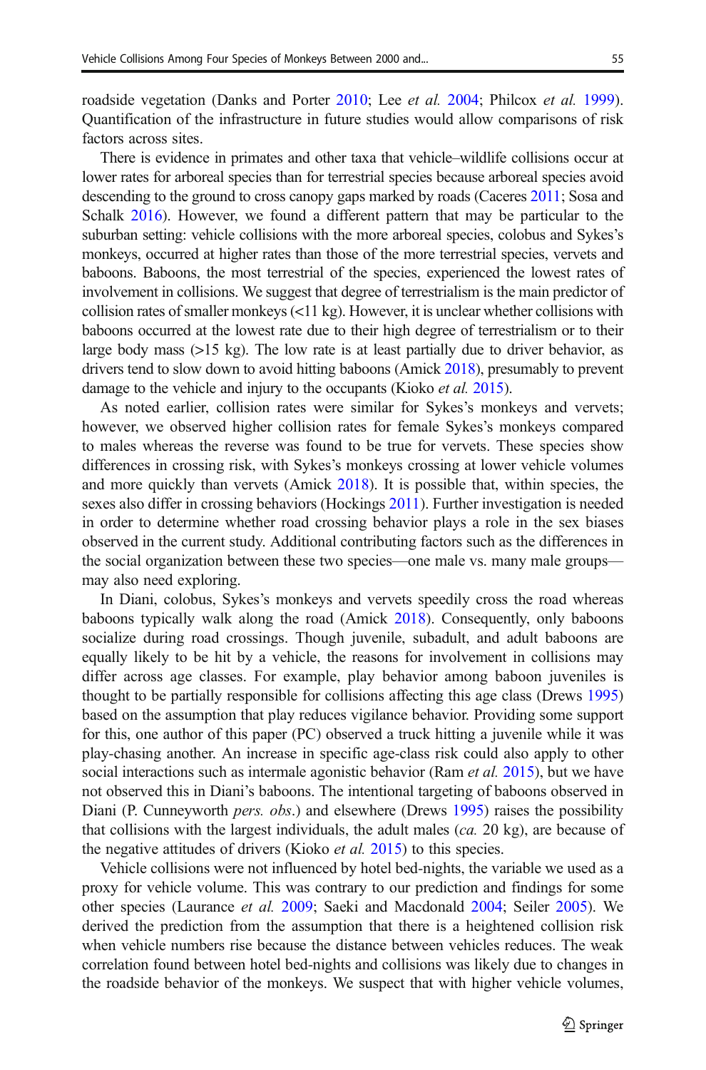roadside vegetation (Danks and Porter 2010; Lee *et al.* 2004; Philcox *et al.* 1999). Quantification of the infrastructure in future studies would allow comparisons of risk factors across sites.

There is evidence in primates and other taxa that vehicle–wildlife collisions occur at lower rates for arboreal species than for terrestrial species because arboreal species avoid descending to the ground to cross canopy gaps marked by roads (Caceres 2011; Sosa and Schalk 2016). However, we found a different pattern that may be particular to the suburban setting: vehicle collisions with the more arboreal species, colobus and Sykes's monkeys, occurred at higher rates than those of the more terrestrial species, vervets and baboons. Baboons, the most terrestrial of the species, experienced the lowest rates of involvement in collisions. We suggest that degree of terrestrialism is the main predictor of collision rates of smaller monkeys (<11 kg). However, it is unclear whether collisions with baboons occurred at the lowest rate due to their high degree of terrestrialism or to their large body mass (>15 kg). The low rate is at least partially due to driver behavior, as drivers tend to slow down to avoid hitting baboons (Amick 2018), presumably to prevent damage to the vehicle and injury to the occupants (Kioko *et al.* 2015).

As noted earlier, collision rates were similar for Sykes's monkeys and vervets; however, we observed higher collision rates for female Sykes's monkeys compared to males whereas the reverse was found to be true for vervets. These species show differences in crossing risk, with Sykes's monkeys crossing at lower vehicle volumes and more quickly than vervets (Amick 2018). It is possible that, within species, the sexes also differ in crossing behaviors (Hockings 2011). Further investigation is needed in order to determine whether road crossing behavior plays a role in the sex biases observed in the current study. Additional contributing factors such as the differences in the social organization between these two species—one male vs. many male groups—may also need exploring.

In Diani, colobus, Sykes's monkeys and vervets speedily cross the road whereas baboons typically walk along the road (Amick 2018). Consequently, only baboons socialize during road crossings. Though juvenile, subadult, and adult baboons are equally likely to be hit by a vehicle, the reasons for involvement in collisions may differ across age classes. For example, play behavior among baboon juveniles is thought to be partially responsible for collisions affecting this age class (Drews 1995) based on the assumption that play reduces vigilance behavior. Providing some support for this, one author of this paper (PC) observed a truck hitting a juvenile while it was play-chasing another. An increase in specific age-class risk could also apply to other social interactions such as intermale agonistic behavior (Ram *et al.* 2015), but we have not observed this in Diani's baboons. The intentional targeting of baboons observed in Diani (P. Cunneyworth *pers. obs.*) and elsewhere (Drews 1995) raises the possibility that collisions with the largest individuals, the adult males (*ca.* 20 kg), are because of the negative attitudes of drivers (Kioko *et al.* 2015) to this species.

Vehicle collisions were not influenced by hotel bed-nights, the variable we used as a proxy for vehicle volume. This was contrary to our prediction and findings for some other species (Laurance *et al.* 2009; Saeki and Macdonald 2004; Seiler 2005). We derived the prediction from the assumption that there is a heightened collision risk when vehicle numbers rise because the distance between vehicles reduces. The weak correlation found between hotel bed-nights and collisions was likely due to changes in the roadside behavior of the monkeys. We suspect that with higher vehicle volumes,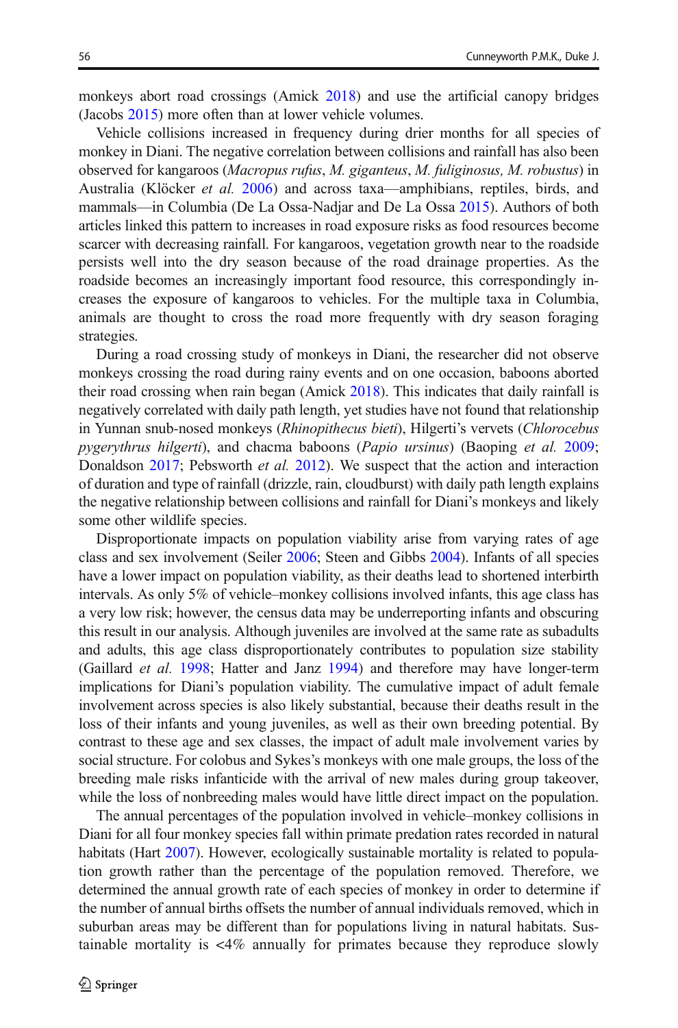monkeys abort road crossings (Amick 2018) and use the artificial canopy bridges (Jacobs 2015) more often than at lower vehicle volumes.

Vehicle collisions increased in frequency during drier months for all species of monkey in Diani. The negative correlation between collisions and rainfall has also been observed for kangaroos (*Macropus rufus*, *M. giganteus*, *M. fuliginosus, M. robustus*) in Australia (Klöcker *et al.* 2006) and across taxa—amphibians, reptiles, birds, and mammals—in Columbia (De La Ossa-Nadjar and De La Ossa 2015). Authors of both articles linked this pattern to increases in road exposure risks as food resources become scarcer with decreasing rainfall. For kangaroos, vegetation growth near to the roadside persists well into the dry season because of the road drainage properties. As the roadside becomes an increasingly important food resource, this correspondingly increases the exposure of kangaroos to vehicles. For the multiple taxa in Columbia, animals are thought to cross the road more frequently with dry season foraging strategies.

During a road crossing study of monkeys in Diani, the researcher did not observe monkeys crossing the road during rainy events and on one occasion, baboons aborted their road crossing when rain began (Amick 2018). This indicates that daily rainfall is negatively correlated with daily path length, yet studies have not found that relationship in Yunnan snub-nosed monkeys (*Rhinopithecus bieti*), Hilgerti's vervets (*Chlorocebus pygerythrus hilgerti*), and chacma baboons (*Papio ursinus*) (Baoping *et al.* 2009; Donaldson 2017; Pebsworth *et al.* 2012). We suspect that the action and interaction of duration and type of rainfall (drizzle, rain, cloudburst) with daily path length explains the negative relationship between collisions and rainfall for Diani's monkeys and likely some other wildlife species.

Disproportionate impacts on population viability arise from varying rates of age class and sex involvement (Seiler 2006; Steen and Gibbs 2004). Infants of all species have a lower impact on population viability, as their deaths lead to shortened interbirth intervals. As only 5% of vehicle–monkey collisions involved infants, this age class has a very low risk; however, the census data may be underreporting infants and obscuring this result in our analysis. Although juveniles are involved at the same rate as subadults and adults, this age class disproportionately contributes to population size stability (Gaillard *et al.* 1998; Hatter and Janz 1994) and therefore may have longer-term implications for Diani's population viability. The cumulative impact of adult female involvement across species is also likely substantial, because their deaths result in the loss of their infants and young juveniles, as well as their own breeding potential. By contrast to these age and sex classes, the impact of adult male involvement varies by social structure. For colobus and Sykes's monkeys with one male groups, the loss of the breeding male risks infanticide with the arrival of new males during group takeover, while the loss of nonbreeding males would have little direct impact on the population.

The annual percentages of the population involved in vehicle–monkey collisions in Diani for all four monkey species fall within primate predation rates recorded in natural habitats (Hart 2007). However, ecologically sustainable mortality is related to population growth rather than the percentage of the population removed. Therefore, we determined the annual growth rate of each species of monkey in order to determine if the number of annual births offsets the number of annual individuals removed, which in suburban areas may be different than for populations living in natural habitats. Sustainable mortality is <4% annually for primates because they reproduce slowly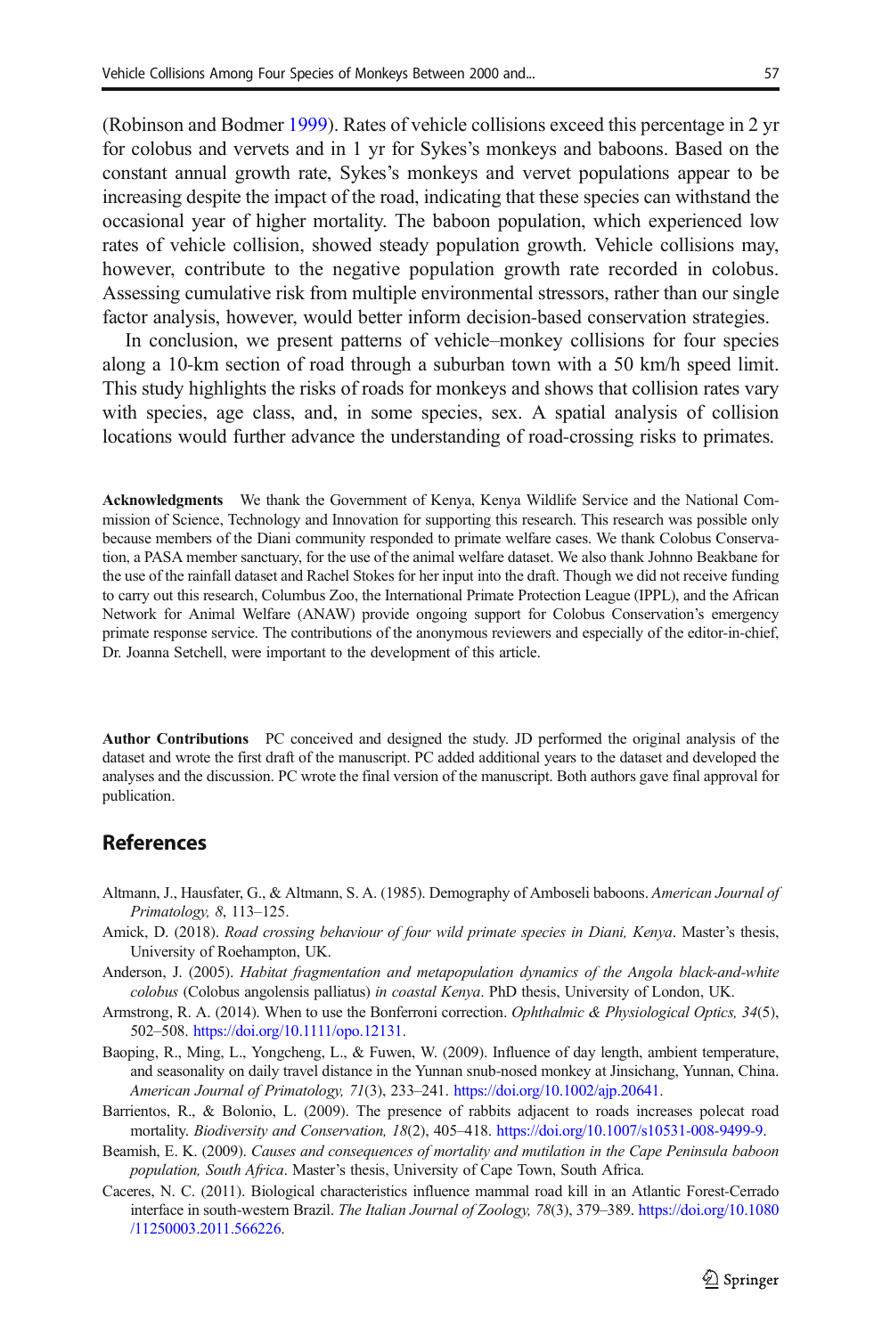(Robinson and Bodmer 1999). Rates of vehicle collisions exceed this percentage in 2 yr for colobus and vervets and in 1 yr for Sykes's monkeys and baboons. Based on the constant annual growth rate, Sykes's monkeys and vervet populations appear to be increasing despite the impact of the road, indicating that these species can withstand the occasional year of higher mortality. The baboon population, which experienced low rates of vehicle collision, showed steady population growth. Vehicle collisions may, however, contribute to the negative population growth rate recorded in colobus. Assessing cumulative risk from multiple environmental stressors, rather than our single factor analysis, however, would better inform decision-based conservation strategies.

In conclusion, we present patterns of vehicle–monkey collisions for four species along a 10-km section of road through a suburban town with a 50 km/h speed limit. This study highlights the risks of roads for monkeys and shows that collision rates vary with species, age class, and, in some species, sex. A spatial analysis of collision locations would further advance the understanding of road-crossing risks to primates.

**Acknowledgments** We thank the Government of Kenya, Kenya Wildlife Service and the National Commission of Science, Technology and Innovation for supporting this research. This research was possible only because members of the Diani community responded to primate welfare cases. We thank Colobus Conservation, a PASA member sanctuary, for the use of the animal welfare dataset. We also thank Johnno Beakbane for the use of the rainfall dataset and Rachel Stokes for her input into the draft. Though we did not receive funding to carry out this research, Columbus Zoo, the International Primate Protection League (IPPL), and the African Network for Animal Welfare (ANAW) provide ongoing support for Colobus Conservation's emergency primate response service. The contributions of the anonymous reviewers and especially of the editor-in-chief, Dr. Joanna Setchell, were important to the development of this article.

**Author Contributions** PC conceived and designed the study. JD performed the original analysis of the dataset and wrote the first draft of the manuscript. PC added additional years to the dataset and developed the analyses and the discussion. PC wrote the final version of the manuscript. Both authors gave final approval for publication.

## References

Altmann, J., Hausfater, G., & Altmann, S. A. (1985). Demography of Amboseli baboons. *American Journal of Primatology, 8*, 113–125.

Amick, D. (2018). *Road crossing behaviour of four wild primate species in Diani, Kenya*. Master's thesis, University of Roehampton, UK.

Anderson, J. (2005). *Habitat fragmentation and metapopulation dynamics of the Angola black-and-white colobus* (Colobus angolensis palliatus) *in coastal Kenya*. PhD thesis, University of London, UK.

Armstrong, R. A. (2014). When to use the Bonferroni correction. *Ophthalmic & Physiological Optics, 34*(5), 502–508. https://doi.org/10.1111/opo.12131.

Baoping, R., Ming, L., Yongcheng, L., & Fuwen, W. (2009). Influence of day length, ambient temperature, and seasonality on daily travel distance in the Yunnan snub-nosed monkey at Jinsichang, Yunnan, China. *American Journal of Primatology, 71*(3), 233–241. https://doi.org/10.1002/ajp.20641.

Barrientos, R., & Bolonio, L. (2009). The presence of rabbits adjacent to roads increases polecat road mortality. *Biodiversity and Conservation, 18*(2), 405–418. https://doi.org/10.1007/s10531-008-9499-9.

Beamish, E. K. (2009). *Causes and consequences of mortality and mutilation in the Cape Peninsula baboon population, South Africa*. Master's thesis, University of Cape Town, South Africa.

Caceres, N. C. (2011). Biological characteristics influence mammal road kill in an Atlantic Forest-Cerrado interface in south-western Brazil. *The Italian Journal of Zoology, 78*(3), 379–389. https://doi.org/10.1080/11250003.2011.566226.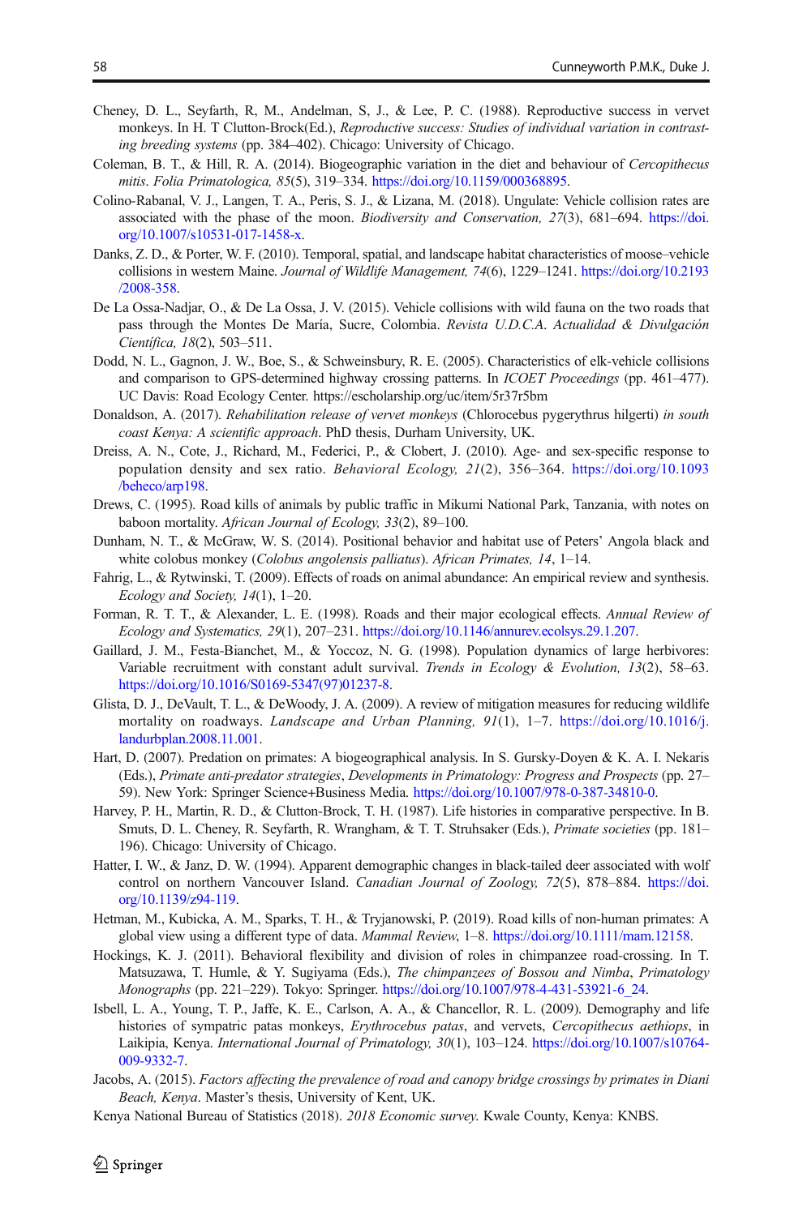Cheney, D. L., Seyfarth, R, M., Andelman, S, J., & Lee, P. C. (1988). Reproductive success in vervet monkeys. In H. T Clutton-Brock(Ed.), *Reproductive success: Studies of individual variation in contrasting breeding systems* (pp. 384–402). Chicago: University of Chicago.

Coleman, B. T., & Hill, R. A. (2014). Biogeographic variation in the diet and behaviour of *Cercopithecus mitis*. *Folia Primatologica, 85*(5), 319–334. https://doi.org/10.1159/000368895.

Colino-Rabanal, V. J., Langen, T. A., Peris, S. J., & Lizana, M. (2018). Ungulate: Vehicle collision rates are associated with the phase of the moon. *Biodiversity and Conservation, 27*(3), 681–694. https://doi.org/10.1007/s10531-017-1458-x.

Danks, Z. D., & Porter, W. F. (2010). Temporal, spatial, and landscape habitat characteristics of moose–vehicle collisions in western Maine. *Journal of Wildlife Management, 74*(6), 1229–1241. https://doi.org/10.2193/2008-358.

De La Ossa-Nadjar, O., & De La Ossa, J. V. (2015). Vehicle collisions with wild fauna on the two roads that pass through the Montes De María, Sucre, Colombia. *Revista U.D.C.A. Actualidad & Divulgación Científica, 18*(2), 503–511.

Dodd, N. L., Gagnon, J. W., Boe, S., & Schweinsbury, R. E. (2005). Characteristics of elk-vehicle collisions and comparison to GPS-determined highway crossing patterns. In *ICOET Proceedings* (pp. 461–477). UC Davis: Road Ecology Center. https://escholarship.org/uc/item/5r37r5bm

Donaldson, A. (2017). *Rehabilitation release of vervet monkeys* (Chlorocebus pygerythrus hilgerti) *in south coast Kenya: A scientific approach*. PhD thesis, Durham University, UK.

Dreiss, A. N., Cote, J., Richard, M., Federici, P., & Clobert, J. (2010). Age- and sex-specific response to population density and sex ratio. *Behavioral Ecology, 21*(2), 356–364. https://doi.org/10.1093/beheco/arp198.

Drews, C. (1995). Road kills of animals by public traffic in Mikumi National Park, Tanzania, with notes on baboon mortality. *African Journal of Ecology, 33*(2), 89–100.

Dunham, N. T., & McGraw, W. S. (2014). Positional behavior and habitat use of Peters' Angola black and white colobus monkey (*Colobus angolensis palliatus*). *African Primates, 14*, 1–14.

Fahrig, L., & Rytwinski, T. (2009). Effects of roads on animal abundance: An empirical review and synthesis. *Ecology and Society, 14*(1), 1–20.

Forman, R. T. T., & Alexander, L. E. (1998). Roads and their major ecological effects. *Annual Review of Ecology and Systematics, 29*(1), 207–231. https://doi.org/10.1146/annurev.ecolsys.29.1.207.

Gaillard, J. M., Festa-Bianchet, M., & Yoccoz, N. G. (1998). Population dynamics of large herbivores: Variable recruitment with constant adult survival. *Trends in Ecology & Evolution, 13*(2), 58–63. https://doi.org/10.1016/S0169-5347(97)01237-8.

Glista, D. J., DeVault, T. L., & DeWoody, J. A. (2009). A review of mitigation measures for reducing wildlife mortality on roadways. *Landscape and Urban Planning, 91*(1), 1–7. https://doi.org/10.1016/j.landurbplan.2008.11.001.

Hart, D. (2007). Predation on primates: A biogeographical analysis. In S. Gursky-Doyen & K. A. I. Nekaris (Eds.), *Primate anti-predator strategies*, *Developments in Primatology: Progress and Prospects* (pp. 27–59). New York: Springer Science+Business Media. https://doi.org/10.1007/978-0-387-34810-0.

Harvey, P. H., Martin, R. D., & Clutton-Brock, T. H. (1987). Life histories in comparative perspective. In B. Smuts, D. L. Cheney, R. Seyfarth, R. Wrangham, & T. T. Struhsaker (Eds.), *Primate societies* (pp. 181–196). Chicago: University of Chicago.

Hatter, I. W., & Janz, D. W. (1994). Apparent demographic changes in black-tailed deer associated with wolf control on northern Vancouver Island. *Canadian Journal of Zoology, 72*(5), 878–884. https://doi.org/10.1139/z94-119.

Hetman, M., Kubicka, A. M., Sparks, T. H., & Tryjanowski, P. (2019). Road kills of non-human primates: A global view using a different type of data. *Mammal Review*, 1–8. https://doi.org/10.1111/mam.12158.

Hockings, K. J. (2011). Behavioral flexibility and division of roles in chimpanzee road-crossing. In T. Matsuzawa, T. Humle, & Y. Sugiyama (Eds.), *The chimpanzees of Bossou and Nimba*, *Primatology Monographs* (pp. 221–229). Tokyo: Springer. https://doi.org/10.1007/978-4-431-53921-6_24.

Isbell, L. A., Young, T. P., Jaffe, K. E., Carlson, A. A., & Chancellor, R. L. (2009). Demography and life histories of sympatric patas monkeys, *Erythrocebus patas*, and vervets, *Cercopithecus aethiops*, in Laikipia, Kenya. *International Journal of Primatology, 30*(1), 103–124. https://doi.org/10.1007/s10764-009-9332-7.

Jacobs, A. (2015). *Factors affecting the prevalence of road and canopy bridge crossings by primates in Diani Beach, Kenya*. Master's thesis, University of Kent, UK.

Kenya National Bureau of Statistics (2018). *2018 Economic survey.* Kwale County, Kenya: KNBS.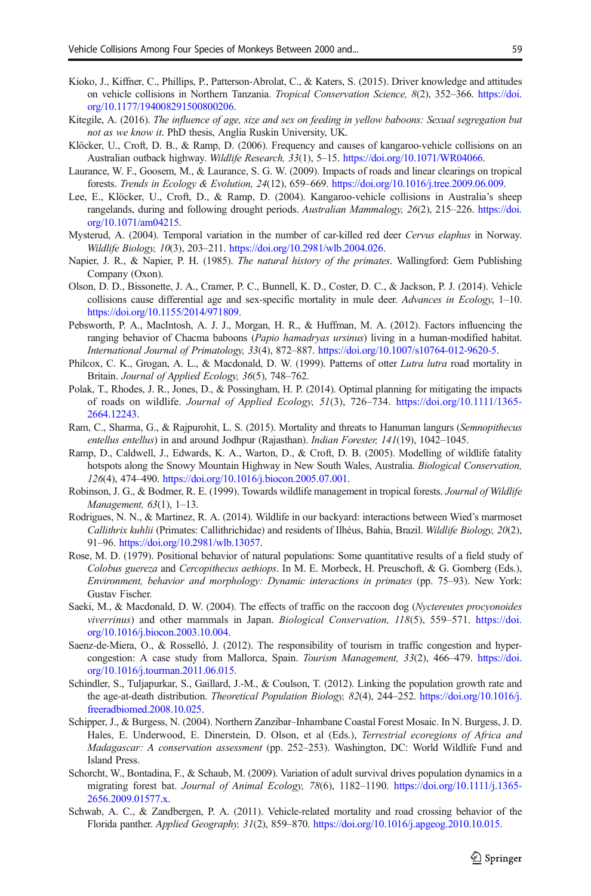Kioko, J., Kiffner, C., Phillips, P., Patterson-Abrolat, C., & Katers, S. (2015). Driver knowledge and attitudes on vehicle collisions in Northern Tanzania. *Tropical Conservation Science, 8*(2), 352–366. https://doi.org/10.1177/194008291500800206.

Kitegile, A. (2016). *The influence of age, size and sex on feeding in yellow baboons: Sexual segregation but not as we know it*. PhD thesis, Anglia Ruskin University, UK.

Klöcker, U., Croft, D. B., & Ramp, D. (2006). Frequency and causes of kangaroo-vehicle collisions on an Australian outback highway. *Wildlife Research, 33*(1), 5–15. https://doi.org/10.1071/WR04066.

Laurance, W. F., Goosem, M., & Laurance, S. G. W. (2009). Impacts of roads and linear clearings on tropical forests. *Trends in Ecology & Evolution, 24*(12), 659–669. https://doi.org/10.1016/j.tree.2009.06.009.

Lee, E., Klöcker, U., Croft, D., & Ramp, D. (2004). Kangaroo-vehicle collisions in Australia's sheep rangelands, during and following drought periods. *Australian Mammalogy, 26*(2), 215–226. https://doi.org/10.1071/am04215.

Mysterud, A. (2004). Temporal variation in the number of car-killed red deer *Cervus elaphus* in Norway. *Wildlife Biology, 10*(3), 203–211. https://doi.org/10.2981/wlb.2004.026.

Napier, J. R., & Napier, P. H. (1985). *The natural history of the primates*. Wallingford: Gem Publishing Company (Oxon).

Olson, D. D., Bissonette, J. A., Cramer, P. C., Bunnell, K. D., Coster, D. C., & Jackson, P. J. (2014). Vehicle collisions cause differential age and sex-specific mortality in mule deer. *Advances in Ecology*, 1–10. https://doi.org/10.1155/2014/971809.

Pebsworth, P. A., MacIntosh, A. J. J., Morgan, H. R., & Huffman, M. A. (2012). Factors influencing the ranging behavior of Chacma baboons (*Papio hamadryas ursinus*) living in a human-modified habitat. *International Journal of Primatology, 33*(4), 872–887. https://doi.org/10.1007/s10764-012-9620-5.

Philcox, C. K., Grogan, A. L., & Macdonald, D. W. (1999). Patterns of otter *Lutra lutra* road mortality in Britain. *Journal of Applied Ecology, 36*(5), 748–762.

Polak, T., Rhodes, J. R., Jones, D., & Possingham, H. P. (2014). Optimal planning for mitigating the impacts of roads on wildlife. *Journal of Applied Ecology, 51*(3), 726–734. https://doi.org/10.1111/1365-2664.12243.

Ram, C., Sharma, G., & Rajpurohit, L. S. (2015). Mortality and threats to Hanuman langurs (*Semnopithecus entellus entellus*) in and around Jodhpur (Rajasthan). *Indian Forester, 141*(19), 1042–1045.

Ramp, D., Caldwell, J., Edwards, K. A., Warton, D., & Croft, D. B. (2005). Modelling of wildlife fatality hotspots along the Snowy Mountain Highway in New South Wales, Australia. *Biological Conservation, 126*(4), 474–490. https://doi.org/10.1016/j.biocon.2005.07.001.

Robinson, J. G., & Bodmer, R. E. (1999). Towards wildlife management in tropical forests. *Journal of Wildlife Management, 63*(1), 1–13.

Rodrigues, N. N., & Martinez, R. A. (2014). Wildlife in our backyard: interactions between Wied's marmoset *Callithrix kuhlii* (Primates: Callithrichidae) and residents of Ilhéus, Bahia, Brazil. *Wildlife Biology, 20*(2), 91–96. https://doi.org/10.2981/wlb.13057.

Rose, M. D. (1979). Positional behavior of natural populations: Some quantitative results of a field study of *Colobus guereza* and *Cercopithecus aethiops*. In M. E. Morbeck, H. Preuschoft, & G. Gomberg (Eds.), *Environment, behavior and morphology: Dynamic interactions in primates* (pp. 75–93). New York: Gustav Fischer.

Saeki, M., & Macdonald, D. W. (2004). The effects of traffic on the raccoon dog (*Nyctereutes procyonoides viverrinus*) and other mammals in Japan. *Biological Conservation, 118*(5), 559–571. https://doi.org/10.1016/j.biocon.2003.10.004.

Saenz-de-Miera, O., & Rosselló, J. (2012). The responsibility of tourism in traffic congestion and hyper-congestion: A case study from Mallorca, Spain. *Tourism Management, 33*(2), 466–479. https://doi.org/10.1016/j.tourman.2011.06.015.

Schindler, S., Tuljapurkar, S., Gaillard, J.-M., & Coulson, T. (2012). Linking the population growth rate and the age-at-death distribution. *Theoretical Population Biology, 82*(4), 244–252. https://doi.org/10.1016/j.freeradbiomed.2008.10.025.

Schipper, J., & Burgess, N. (2004). Northern Zanzibar–Inhambane Coastal Forest Mosaic. In N. Burgess, J. D. Hales, E. Underwood, E. Dinerstein, D. Olson, et al (Eds.), *Terrestrial ecoregions of Africa and Madagascar: A conservation assessment* (pp. 252–253). Washington, DC: World Wildlife Fund and Island Press.

Schorcht, W., Bontadina, F., & Schaub, M. (2009). Variation of adult survival drives population dynamics in a migrating forest bat. *Journal of Animal Ecology, 78*(6), 1182–1190. https://doi.org/10.1111/j.1365-2656.2009.01577.x.

Schwab, A. C., & Zandbergen, P. A. (2011). Vehicle-related mortality and road crossing behavior of the Florida panther. *Applied Geography, 31*(2), 859–870. https://doi.org/10.1016/j.apgeog.2010.10.015.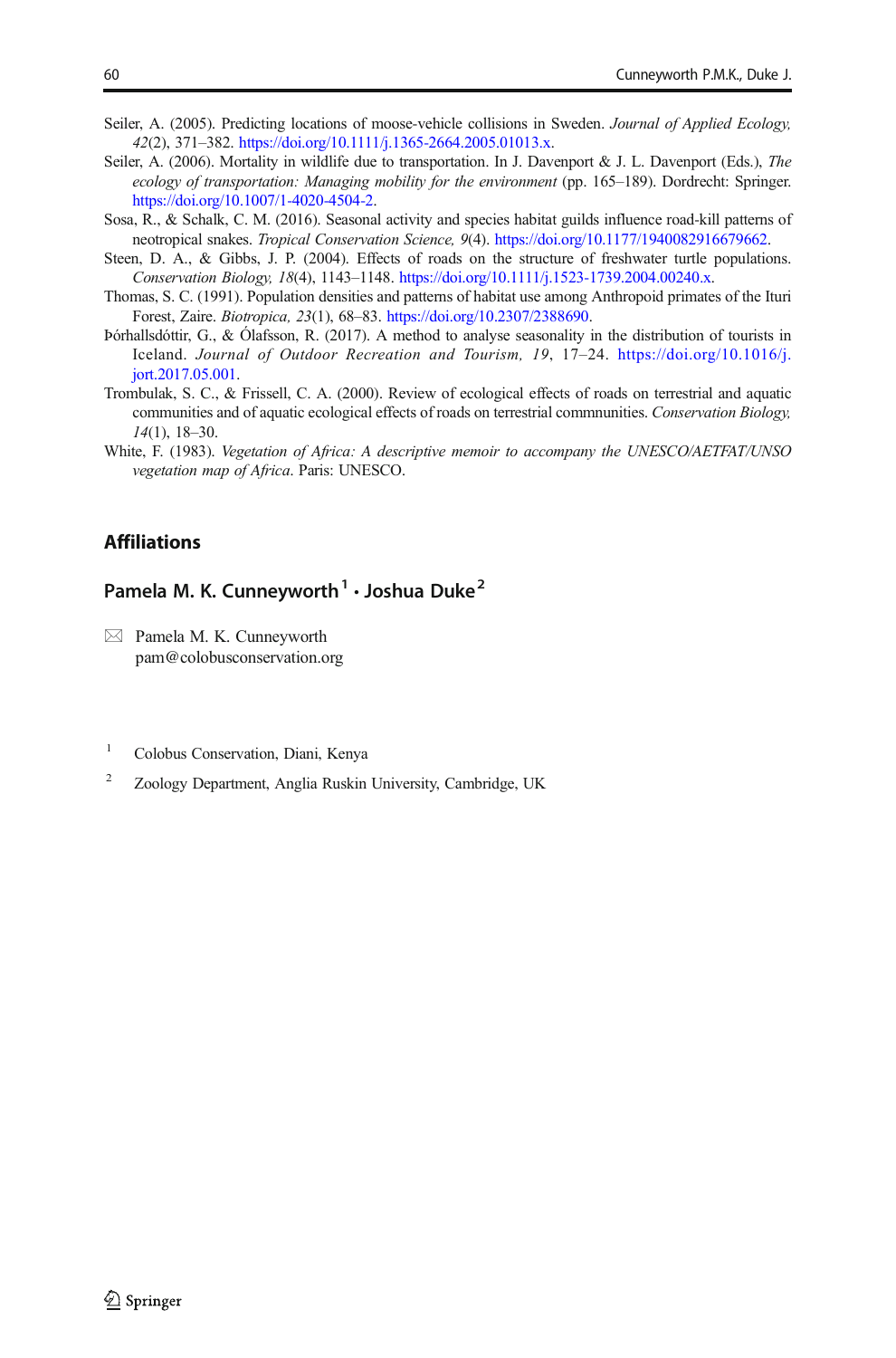Seiler, A. (2005). Predicting locations of moose-vehicle collisions in Sweden. *Journal of Applied Ecology, 42*(2), 371–382. https://doi.org/10.1111/j.1365-2664.2005.01013.x.

Seiler, A. (2006). Mortality in wildlife due to transportation. In J. Davenport & J. L. Davenport (Eds.), *The ecology of transportation: Managing mobility for the environment* (pp. 165–189). Dordrecht: Springer. https://doi.org/10.1007/1-4020-4504-2.

Sosa, R., & Schalk, C. M. (2016). Seasonal activity and species habitat guilds influence road-kill patterns of neotropical snakes. *Tropical Conservation Science, 9*(4). https://doi.org/10.1177/1940082916679662.

Steen, D. A., & Gibbs, J. P. (2004). Effects of roads on the structure of freshwater turtle populations. *Conservation Biology, 18*(4), 1143–1148. https://doi.org/10.1111/j.1523-1739.2004.00240.x.

Thomas, S. C. (1991). Population densities and patterns of habitat use among Anthropoid primates of the Ituri Forest, Zaire. *Biotropica, 23*(1), 68–83. https://doi.org/10.2307/2388690.

Þórhallsdóttir, G., & Ólafsson, R. (2017). A method to analyse seasonality in the distribution of tourists in Iceland. *Journal of Outdoor Recreation and Tourism, 19*, 17–24. https://doi.org/10.1016/j.jort.2017.05.001.

Trombulak, S. C., & Frissell, C. A. (2000). Review of ecological effects of roads on terrestrial and aquatic communities and of aquatic ecological effects of roads on terrestrial commnunities. *Conservation Biology, 14*(1), 18–30.

White, F. (1983). *Vegetation of Africa: A descriptive memoir to accompany the UNESCO/AETFAT/UNSO vegetation map of Africa*. Paris: UNESCO.

## Affiliations

### Pamela M. K. Cunneyworth[1] · Joshua Duke[2]

✉ Pamela M. K. Cunneyworth
pam@colobusconservation.org

[1] Colobus Conservation, Diani, Kenya

[2] Zoology Department, Anglia Ruskin University, Cambridge, UK